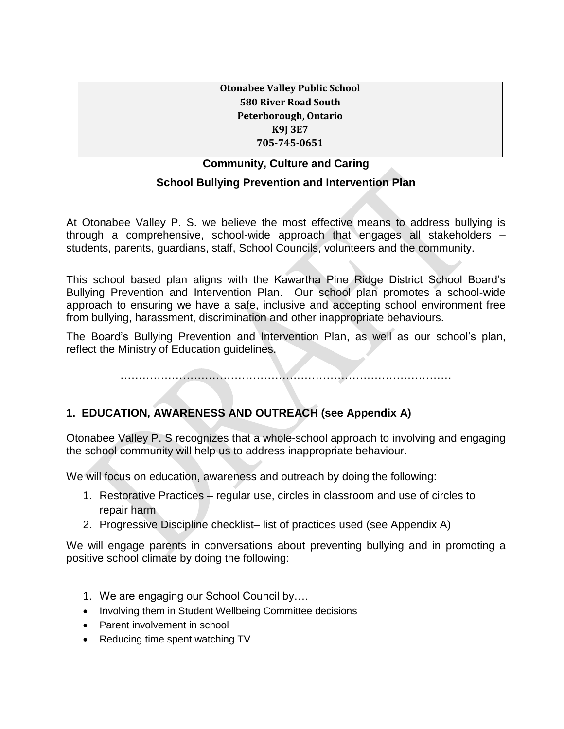**Otonabee Valley Public School**
**580 River Road South**
**Peterborough, Ontario**
**K9J 3E7**
**705-745-0651**

## Community, Culture and Caring

## School Bullying Prevention and Intervention Plan

At Otonabee Valley P. S. we believe the most effective means to address bullying is through a comprehensive, school-wide approach that engages all stakeholders – students, parents, guardians, staff, School Councils, volunteers and the community.

This school based plan aligns with the Kawartha Pine Ridge District School Board's Bullying Prevention and Intervention Plan. Our school plan promotes a school-wide approach to ensuring we have a safe, inclusive and accepting school environment free from bullying, harassment, discrimination and other inappropriate behaviours.

The Board's Bullying Prevention and Intervention Plan, as well as our school's plan, reflect the Ministry of Education guidelines.

………………………………………………………………………………

### 1. EDUCATION, AWARENESS AND OUTREACH (see Appendix A)

Otonabee Valley P. S recognizes that a whole-school approach to involving and engaging the school community will help us to address inappropriate behaviour.

We will focus on education, awareness and outreach by doing the following:

1. Restorative Practices – regular use, circles in classroom and use of circles to repair harm
2. Progressive Discipline checklist– list of practices used (see Appendix A)

We will engage parents in conversations about preventing bullying and in promoting a positive school climate by doing the following:

1. We are engaging our School Council by….

- Involving them in Student Wellbeing Committee decisions
- Parent involvement in school
- Reducing time spent watching TV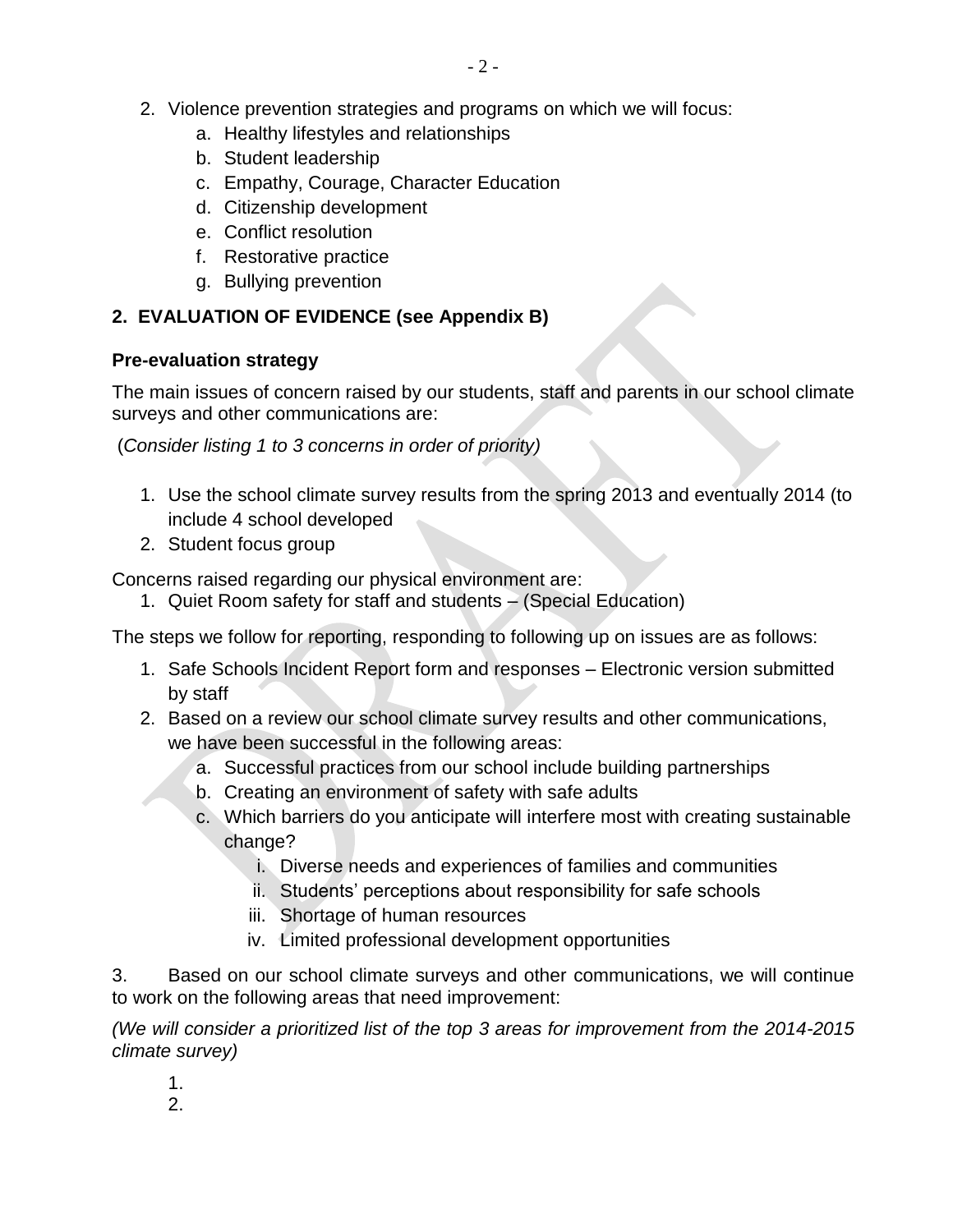2. Violence prevention strategies and programs on which we will focus:
    a. Healthy lifestyles and relationships
    b. Student leadership
    c. Empathy, Courage, Character Education
    d. Citizenship development
    e. Conflict resolution
    f. Restorative practice
    g. Bullying prevention

## 2. EVALUATION OF EVIDENCE (see Appendix B)

### Pre-evaluation strategy

The main issues of concern raised by our students, staff and parents in our school climate surveys and other communications are:

(*Consider listing 1 to 3 concerns in order of priority)*

1. Use the school climate survey results from the spring 2013 and eventually 2014 (to include 4 school developed
2. Student focus group

Concerns raised regarding our physical environment are:

1. Quiet Room safety for staff and students – (Special Education)

The steps we follow for reporting, responding to following up on issues are as follows:

1. Safe Schools Incident Report form and responses – Electronic version submitted by staff
2. Based on a review our school climate survey results and other communications, we have been successful in the following areas:
    a. Successful practices from our school include building partnerships
    b. Creating an environment of safety with safe adults
    c. Which barriers do you anticipate will interfere most with creating sustainable change?
        i. Diverse needs and experiences of families and communities
        ii. Students' perceptions about responsibility for safe schools
        iii. Shortage of human resources
        iv. Limited professional development opportunities

3. Based on our school climate surveys and other communications, we will continue to work on the following areas that need improvement:

*(We will consider a prioritized list of the top 3 areas for improvement from the 2014-2015 climate survey)*

1.
2.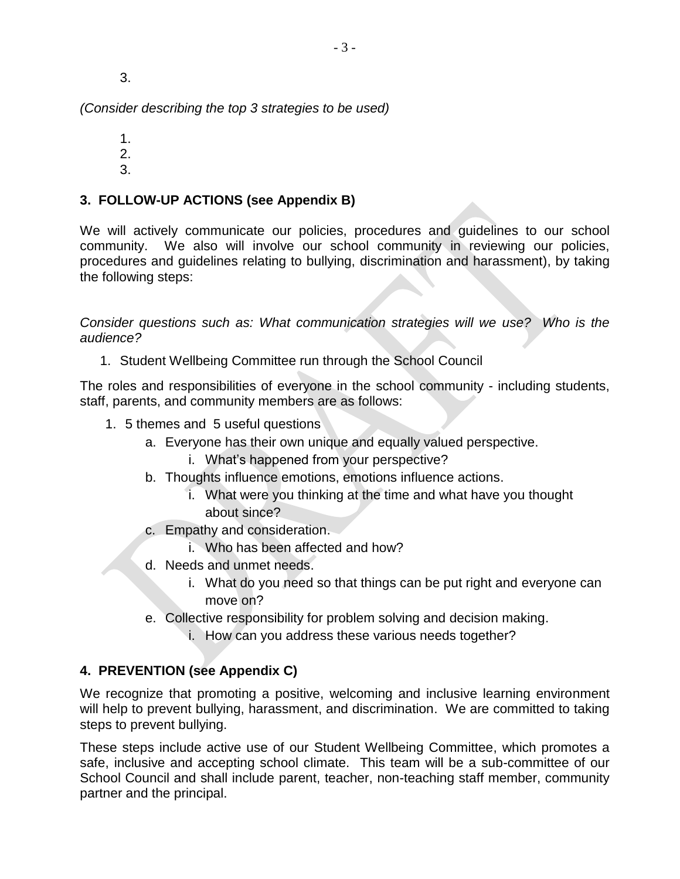3.

*(Consider describing the top 3 strategies to be used)*

1.
2.
3.

## 3. FOLLOW-UP ACTIONS (see Appendix B)

We will actively communicate our policies, procedures and guidelines to our school community. We also will involve our school community in reviewing our policies, procedures and guidelines relating to bullying, discrimination and harassment), by taking the following steps:

*Consider questions such as: What communication strategies will we use? Who is the audience?*

1. Student Wellbeing Committee run through the School Council

The roles and responsibilities of everyone in the school community - including students, staff, parents, and community members are as follows:

1. 5 themes and 5 useful questions
   a. Everyone has their own unique and equally valued perspective.
      i. What's happened from your perspective?
   b. Thoughts influence emotions, emotions influence actions.
      i. What were you thinking at the time and what have you thought about since?
   c. Empathy and consideration.
      i. Who has been affected and how?
   d. Needs and unmet needs.
      i. What do you need so that things can be put right and everyone can move on?
   e. Collective responsibility for problem solving and decision making.
      i. How can you address these various needs together?

## 4. PREVENTION (see Appendix C)

We recognize that promoting a positive, welcoming and inclusive learning environment will help to prevent bullying, harassment, and discrimination. We are committed to taking steps to prevent bullying.

These steps include active use of our Student Wellbeing Committee, which promotes a safe, inclusive and accepting school climate. This team will be a sub-committee of our School Council and shall include parent, teacher, non-teaching staff member, community partner and the principal.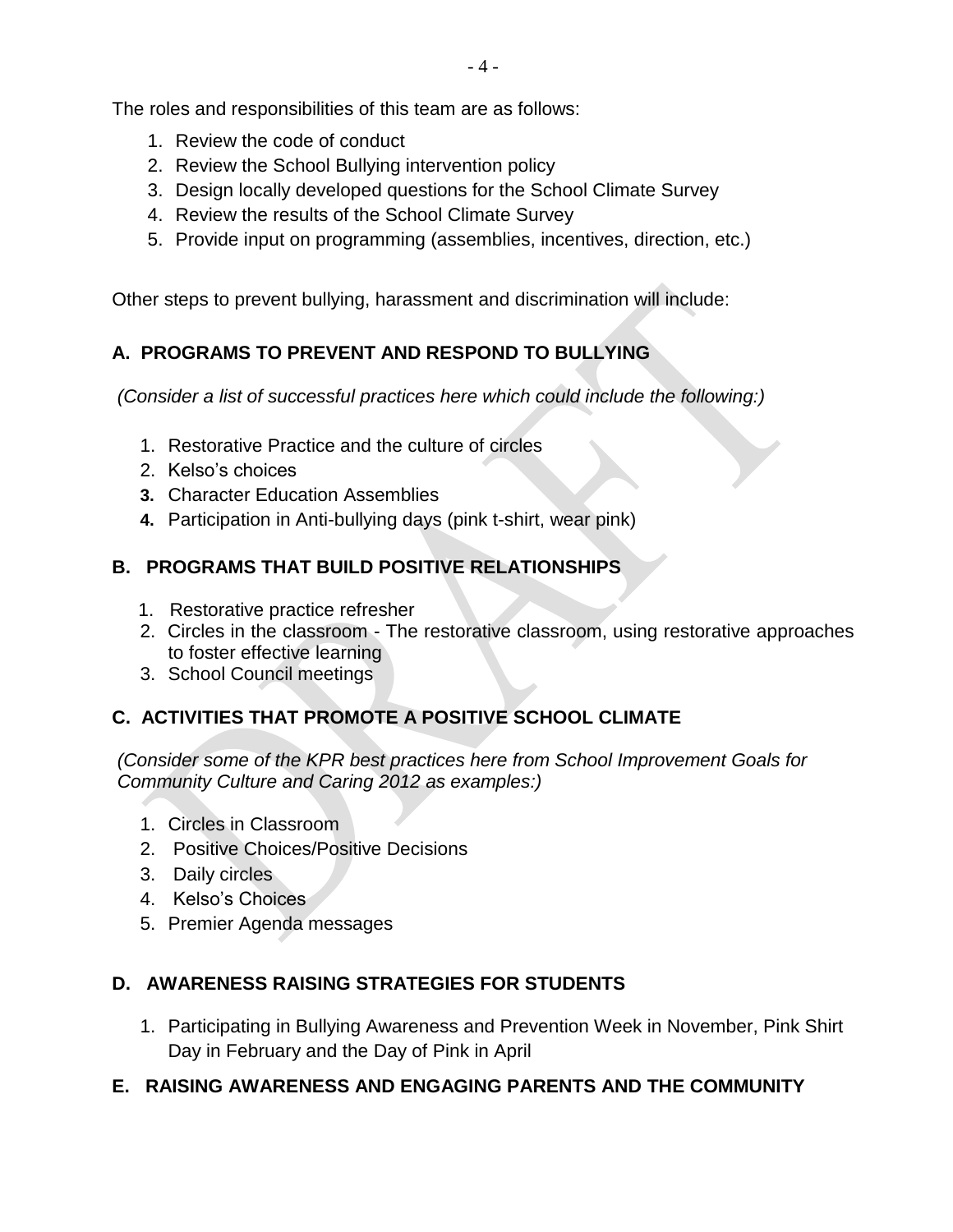The roles and responsibilities of this team are as follows:

1. Review the code of conduct
2. Review the School Bullying intervention policy
3. Design locally developed questions for the School Climate Survey
4. Review the results of the School Climate Survey
5. Provide input on programming (assemblies, incentives, direction, etc.)

Other steps to prevent bullying, harassment and discrimination will include:

## A. PROGRAMS TO PREVENT AND RESPOND TO BULLYING

*(Consider a list of successful practices here which could include the following:)*

1. Restorative Practice and the culture of circles
2. Kelso's choices
3. Character Education Assemblies
4. Participation in Anti-bullying days (pink t-shirt, wear pink)

## B. PROGRAMS THAT BUILD POSITIVE RELATIONSHIPS

1. Restorative practice refresher
2. Circles in the classroom - The restorative classroom, using restorative approaches to foster effective learning
3. School Council meetings

## C. ACTIVITIES THAT PROMOTE A POSITIVE SCHOOL CLIMATE

*(Consider some of the KPR best practices here from School Improvement Goals for Community Culture and Caring 2012 as examples:)*

1. Circles in Classroom
2. Positive Choices/Positive Decisions
3. Daily circles
4. Kelso's Choices
5. Premier Agenda messages

## D. AWARENESS RAISING STRATEGIES FOR STUDENTS

1. Participating in Bullying Awareness and Prevention Week in November, Pink Shirt Day in February and the Day of Pink in April

## E. RAISING AWARENESS AND ENGAGING PARENTS AND THE COMMUNITY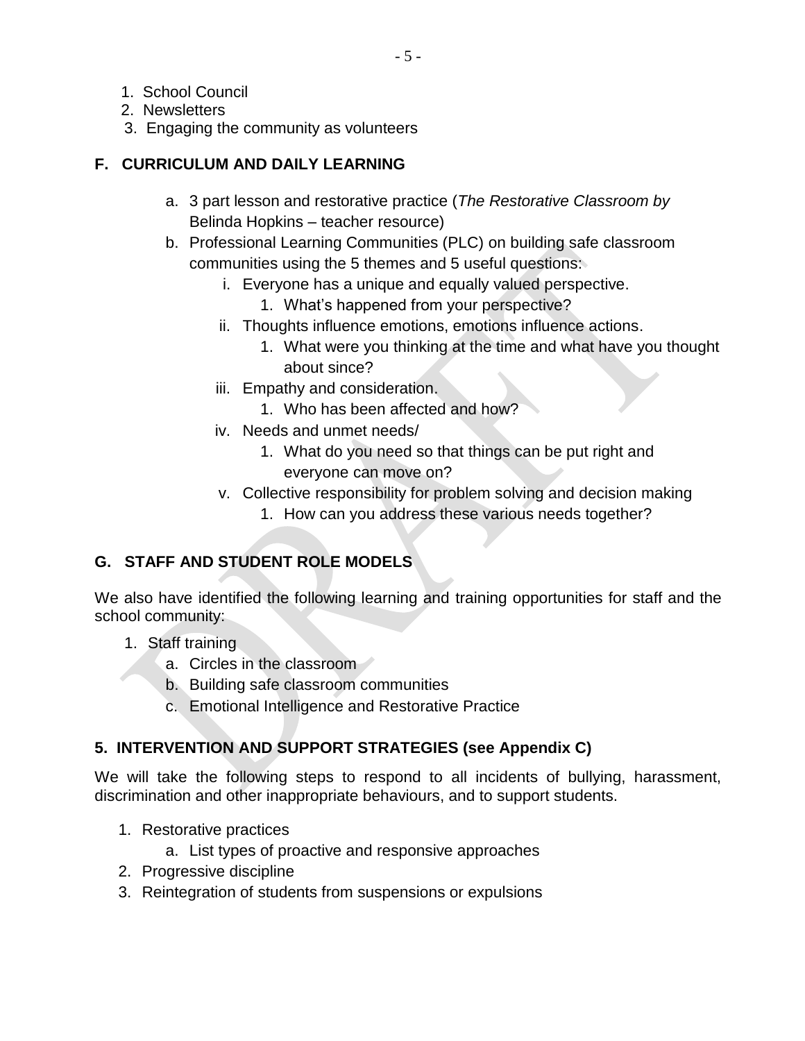1. School Council
2. Newsletters
3. Engaging the community as volunteers

### F. CURRICULUM AND DAILY LEARNING

a. 3 part lesson and restorative practice (*The Restorative Classroom by* Belinda Hopkins – teacher resource)
b. Professional Learning Communities (PLC) on building safe classroom communities using the 5 themes and 5 useful questions:
    i. Everyone has a unique and equally valued perspective.
        1. What's happened from your perspective?
    ii. Thoughts influence emotions, emotions influence actions.
        1. What were you thinking at the time and what have you thought about since?
    iii. Empathy and consideration.
        1. Who has been affected and how?
    iv. Needs and unmet needs/
        1. What do you need so that things can be put right and everyone can move on?
    v. Collective responsibility for problem solving and decision making
        1. How can you address these various needs together?

### G. STAFF AND STUDENT ROLE MODELS

We also have identified the following learning and training opportunities for staff and the school community:

1. Staff training
    a. Circles in the classroom
    b. Building safe classroom communities
    c. Emotional Intelligence and Restorative Practice

## 5. INTERVENTION AND SUPPORT STRATEGIES (see Appendix C)

We will take the following steps to respond to all incidents of bullying, harassment, discrimination and other inappropriate behaviours, and to support students.

1. Restorative practices
    a. List types of proactive and responsive approaches
2. Progressive discipline
3. Reintegration of students from suspensions or expulsions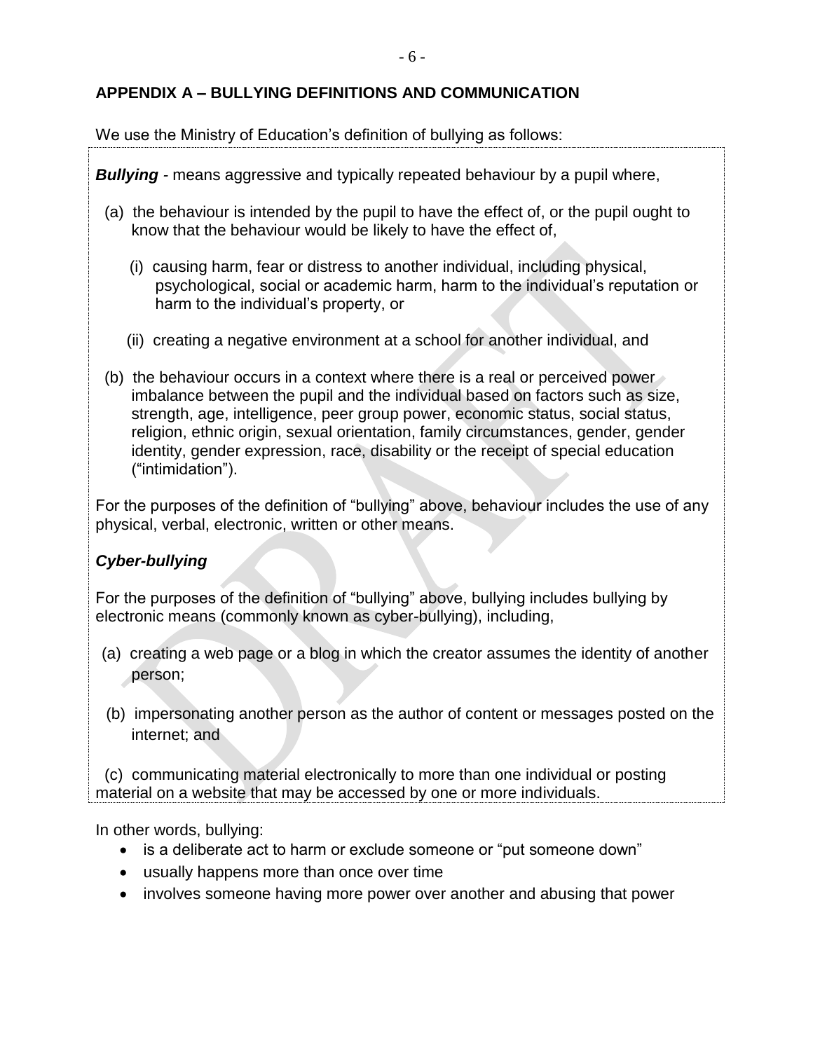## APPENDIX A – BULLYING DEFINITIONS AND COMMUNICATION

We use the Ministry of Education's definition of bullying as follows:

***Bullying*** - means aggressive and typically repeated behaviour by a pupil where,

(a) the behaviour is intended by the pupil to have the effect of, or the pupil ought to know that the behaviour would be likely to have the effect of,

(i) causing harm, fear or distress to another individual, including physical, psychological, social or academic harm, harm to the individual's reputation or harm to the individual's property, or

(ii) creating a negative environment at a school for another individual, and

(b) the behaviour occurs in a context where there is a real or perceived power imbalance between the pupil and the individual based on factors such as size, strength, age, intelligence, peer group power, economic status, social status, religion, ethnic origin, sexual orientation, family circumstances, gender, gender identity, gender expression, race, disability or the receipt of special education ("intimidation").

For the purposes of the definition of "bullying" above, behaviour includes the use of any physical, verbal, electronic, written or other means.

***Cyber-bullying***

For the purposes of the definition of "bullying" above, bullying includes bullying by electronic means (commonly known as cyber-bullying), including,

(a) creating a web page or a blog in which the creator assumes the identity of another person;

(b) impersonating another person as the author of content or messages posted on the internet; and

(c) communicating material electronically to more than one individual or posting material on a website that may be accessed by one or more individuals.

In other words, bullying:

- is a deliberate act to harm or exclude someone or "put someone down"
- usually happens more than once over time
- involves someone having more power over another and abusing that power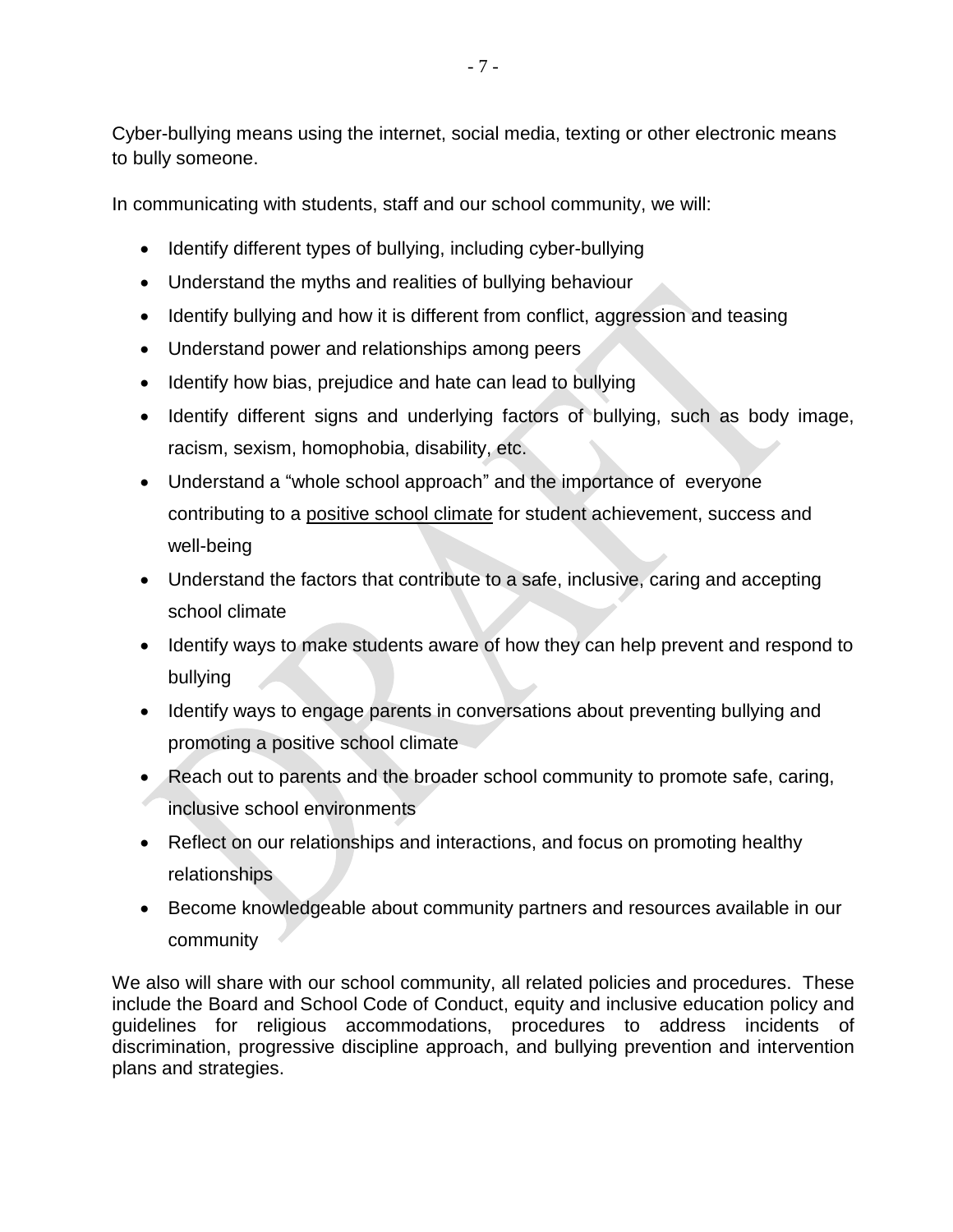Cyber-bullying means using the internet, social media, texting or other electronic means to bully someone.

In communicating with students, staff and our school community, we will:

- Identify different types of bullying, including cyber-bullying
- Understand the myths and realities of bullying behaviour
- Identify bullying and how it is different from conflict, aggression and teasing
- Understand power and relationships among peers
- Identify how bias, prejudice and hate can lead to bullying
- Identify different signs and underlying factors of bullying, such as body image, racism, sexism, homophobia, disability, etc.
- Understand a "whole school approach" and the importance of everyone contributing to a positive school climate for student achievement, success and well-being
- Understand the factors that contribute to a safe, inclusive, caring and accepting school climate
- Identify ways to make students aware of how they can help prevent and respond to bullying
- Identify ways to engage parents in conversations about preventing bullying and promoting a positive school climate
- Reach out to parents and the broader school community to promote safe, caring, inclusive school environments
- Reflect on our relationships and interactions, and focus on promoting healthy relationships
- Become knowledgeable about community partners and resources available in our community

We also will share with our school community, all related policies and procedures. These include the Board and School Code of Conduct, equity and inclusive education policy and guidelines for religious accommodations, procedures to address incidents of discrimination, progressive discipline approach, and bullying prevention and intervention plans and strategies.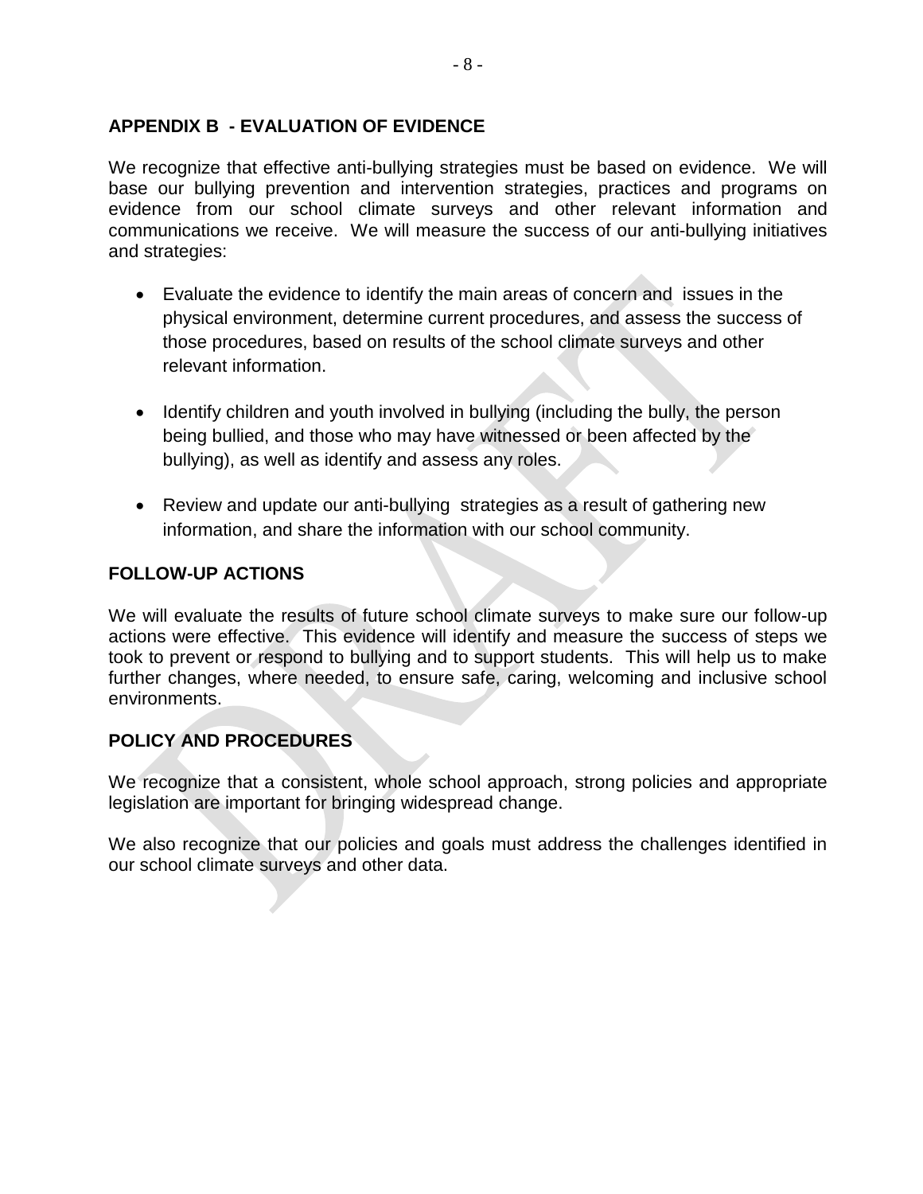## APPENDIX B - EVALUATION OF EVIDENCE

We recognize that effective anti-bullying strategies must be based on evidence. We will base our bullying prevention and intervention strategies, practices and programs on evidence from our school climate surveys and other relevant information and communications we receive. We will measure the success of our anti-bullying initiatives and strategies:

- Evaluate the evidence to identify the main areas of concern and issues in the physical environment, determine current procedures, and assess the success of those procedures, based on results of the school climate surveys and other relevant information.
- Identify children and youth involved in bullying (including the bully, the person being bullied, and those who may have witnessed or been affected by the bullying), as well as identify and assess any roles.
- Review and update our anti-bullying strategies as a result of gathering new information, and share the information with our school community.

## FOLLOW-UP ACTIONS

We will evaluate the results of future school climate surveys to make sure our follow-up actions were effective. This evidence will identify and measure the success of steps we took to prevent or respond to bullying and to support students. This will help us to make further changes, where needed, to ensure safe, caring, welcoming and inclusive school environments.

## POLICY AND PROCEDURES

We recognize that a consistent, whole school approach, strong policies and appropriate legislation are important for bringing widespread change.

We also recognize that our policies and goals must address the challenges identified in our school climate surveys and other data.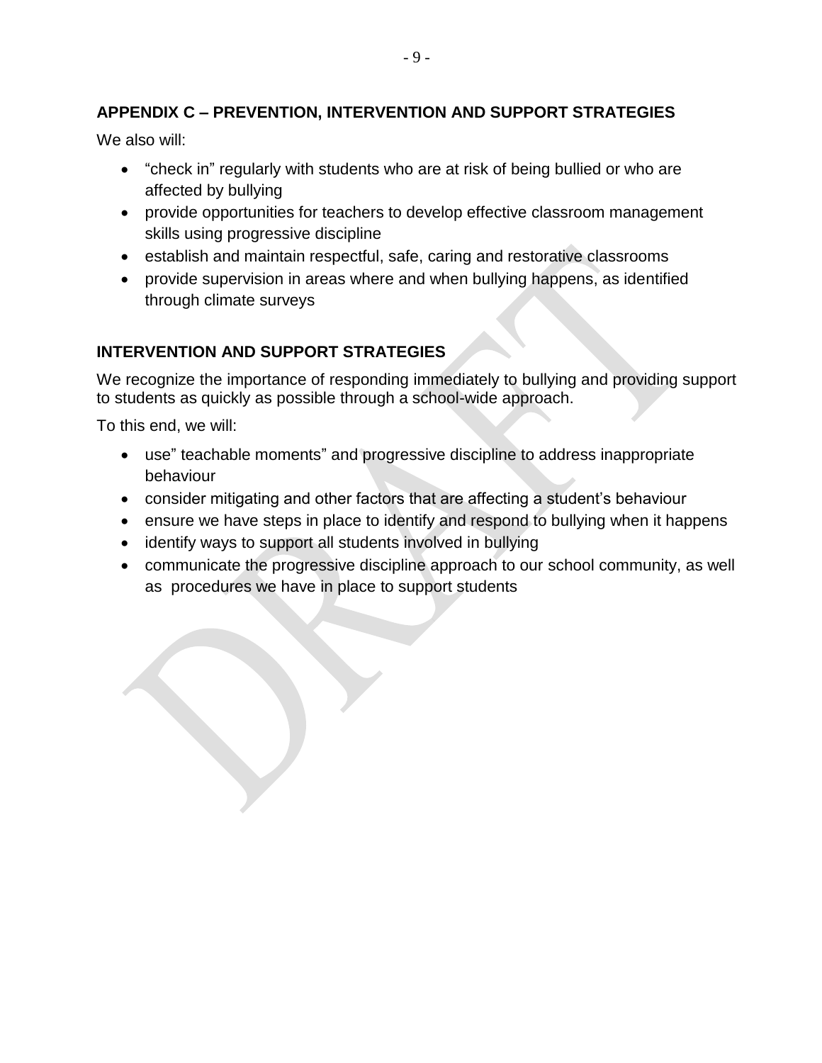## APPENDIX C – PREVENTION, INTERVENTION AND SUPPORT STRATEGIES

We also will:

- "check in" regularly with students who are at risk of being bullied or who are affected by bullying
- provide opportunities for teachers to develop effective classroom management skills using progressive discipline
- establish and maintain respectful, safe, caring and restorative classrooms
- provide supervision in areas where and when bullying happens, as identified through climate surveys

## INTERVENTION AND SUPPORT STRATEGIES

We recognize the importance of responding immediately to bullying and providing support to students as quickly as possible through a school-wide approach.

To this end, we will:

- use" teachable moments" and progressive discipline to address inappropriate behaviour
- consider mitigating and other factors that are affecting a student's behaviour
- ensure we have steps in place to identify and respond to bullying when it happens
- identify ways to support all students involved in bullying
- communicate the progressive discipline approach to our school community, as well as procedures we have in place to support students